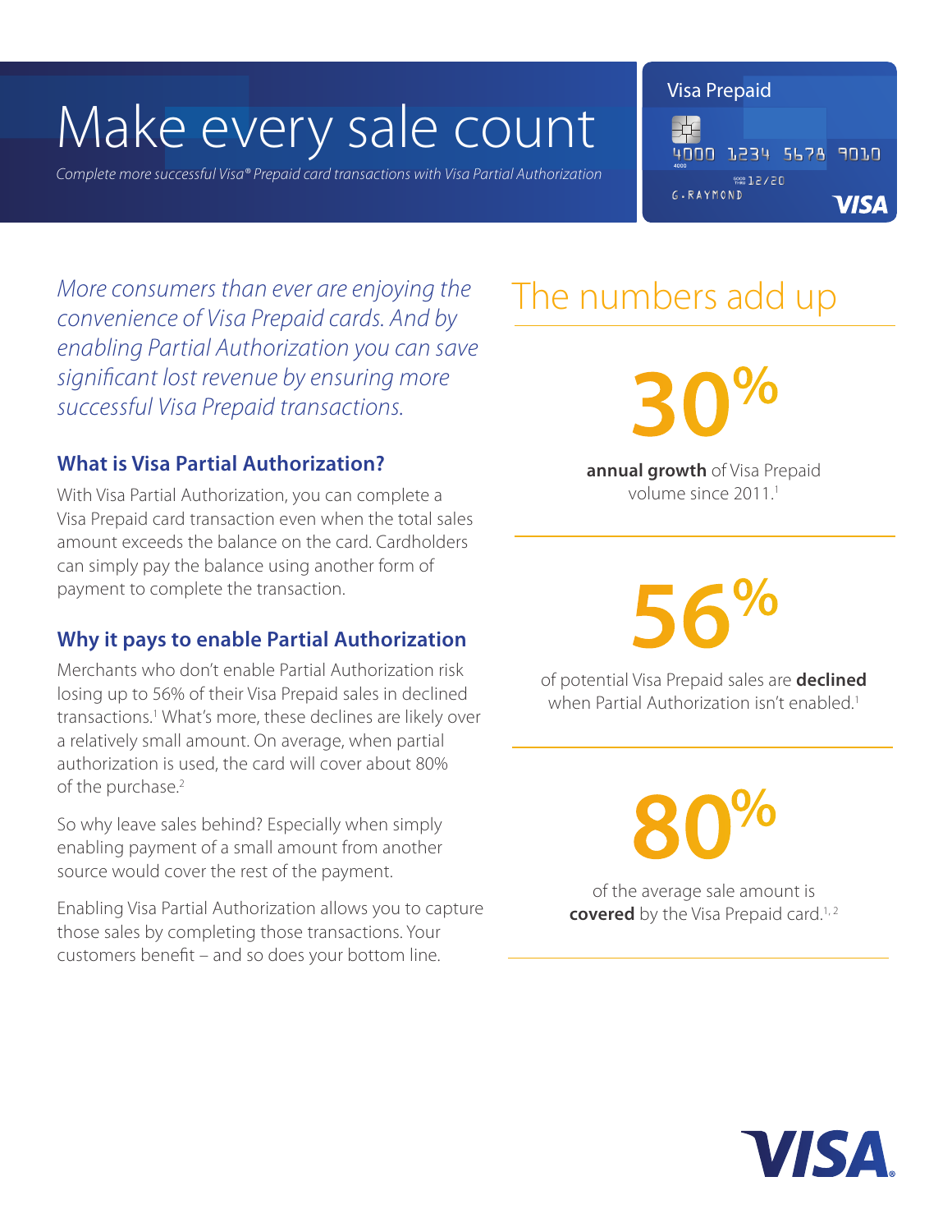# Make every sale count

*Complete more successful Visa® Prepaid card transactions with Visa Partial Authorization*

*More consumers than ever are enjoying the convenience of Visa Prepaid cards. And by enabling Partial Authorization you can save significant lost revenue by ensuring more successful Visa Prepaid transactions.*

## What is Visa Partial Authorization?

With Visa Partial Authorization, you can complete a Visa Prepaid card transaction even when the total sales amount exceeds the balance on the card. Cardholders can simply pay the balance using another form of payment to complete the transaction.

## Why it pays to enable Partial Authorization

Merchants who don't enable Partial Authorization risk losing up to 56% of their Visa Prepaid sales in declined transactions.[1] What's more, these declines are likely over a relatively small amount. On average, when partial authorization is used, the card will cover about 80% of the purchase.[2]

So why leave sales behind? Especially when simply enabling payment of a small amount from another source would cover the rest of the payment.

Enabling Visa Partial Authorization allows you to capture those sales by completing those transactions. Your customers benefit – and so does your bottom line.

## The numbers add up

**30%**

**annual growth** of Visa Prepaid volume since 2011.[1]

**56%**

of potential Visa Prepaid sales are **declined** when Partial Authorization isn't enabled.[1]

**80%**

of the average sale amount is **covered** by the Visa Prepaid card.[1, 2]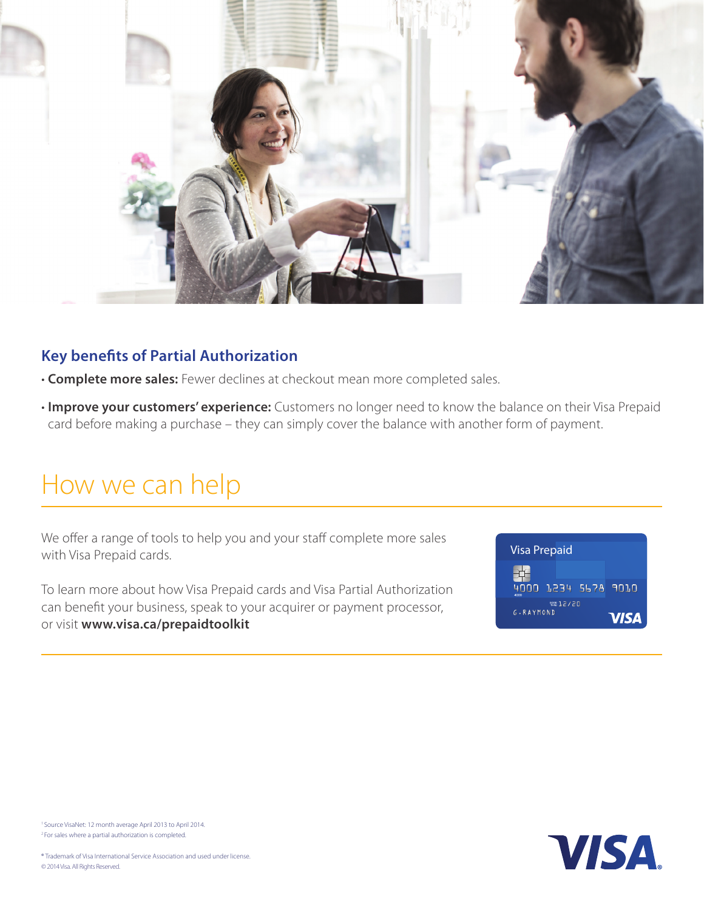## Key benefits of Partial Authorization

- **Complete more sales:** Fewer declines at checkout mean more completed sales.
- **Improve your customers' experience:** Customers no longer need to know the balance on their Visa Prepaid card before making a purchase – they can simply cover the balance with another form of payment.

# How we can help

We offer a range of tools to help you and your staff complete more sales with Visa Prepaid cards.

To learn more about how Visa Prepaid cards and Visa Partial Authorization can benefit your business, speak to your acquirer or payment processor, or visit **www.visa.ca/prepaidtoolkit**

[1] Source VisaNet: 12 month average April 2013 to April 2014.
[2] For sales where a partial authorization is completed.

® Trademark of Visa International Service Association and used under license.
© 2014 Visa. All Rights Reserved.